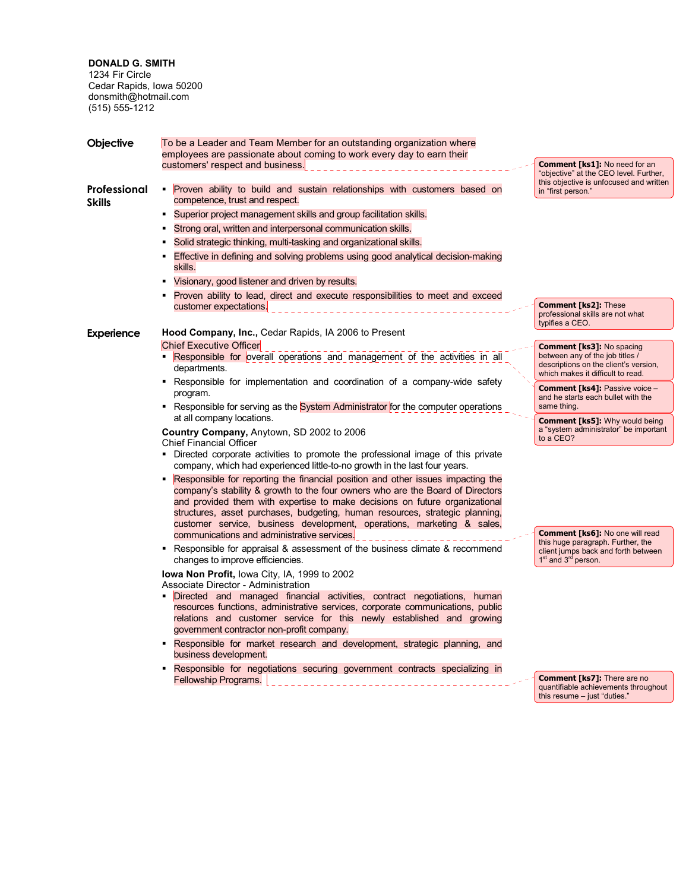**DONALD G. SMITH**
1234 Fir Circle
Cedar Rapids, Iowa 50200
donsmith@hotmail.com
(515) 555-1212

## Objective

To be a Leader and Team Member for an outstanding organization where employees are passionate about coming to work every day to earn their customers' respect and business.

> **Comment [ks1]:** No need for an "objective" at the CEO level. Further, this objective is unfocused and written in "first person."

## Professional Skills

- Proven ability to build and sustain relationships with customers based on competence, trust and respect.
- Superior project management skills and group facilitation skills.
- Strong oral, written and interpersonal communication skills.
- Solid strategic thinking, multi-tasking and organizational skills.
- Effective in defining and solving problems using good analytical decision-making skills.
- Visionary, good listener and driven by results.
- Proven ability to lead, direct and execute responsibilities to meet and exceed customer expectations.

> **Comment [ks2]:** These professional skills are not what typifies a CEO.

## Experience

**Hood Company, Inc.,** Cedar Rapids, IA 2006 to Present
Chief Executive Officer

> **Comment [ks3]:** No spacing between any of the job titles / descriptions on the client's version, which makes it difficult to read.

- Responsible for overall operations and management of the activities in all departments.
- Responsible for implementation and coordination of a company-wide safety program.
- Responsible for serving as the System Administrator for the computer operations at all company locations.

> **Comment [ks4]:** Passive voice – and he starts each bullet with the same thing.

> **Comment [ks5]:** Why would being a "system administrator" be important to a CEO?

**Country Company,** Anytown, SD 2002 to 2006
Chief Financial Officer

- Directed corporate activities to promote the professional image of this private company, which had experienced little-to-no growth in the last four years.
- Responsible for reporting the financial position and other issues impacting the company's stability & growth to the four owners who are the Board of Directors and provided them with expertise to make decisions on future organizational structures, asset purchases, budgeting, human resources, strategic planning, customer service, business development, operations, marketing & sales, communications and administrative services.
- Responsible for appraisal & assessment of the business climate & recommend changes to improve efficiencies.

> **Comment [ks6]:** No one will read this huge paragraph. Further, the client jumps back and forth between 1st and 3rd person.

**Iowa Non Profit,** Iowa City, IA, 1999 to 2002
Associate Director - Administration

- Directed and managed financial activities, contract negotiations, human resources functions, administrative services, corporate communications, public relations and customer service for this newly established and growing government contractor non-profit company.
- Responsible for market research and development, strategic planning, and business development.
- Responsible for negotiations securing government contracts specializing in Fellowship Programs.

> **Comment [ks7]:** There are no quantifiable achievements throughout this resume – just "duties."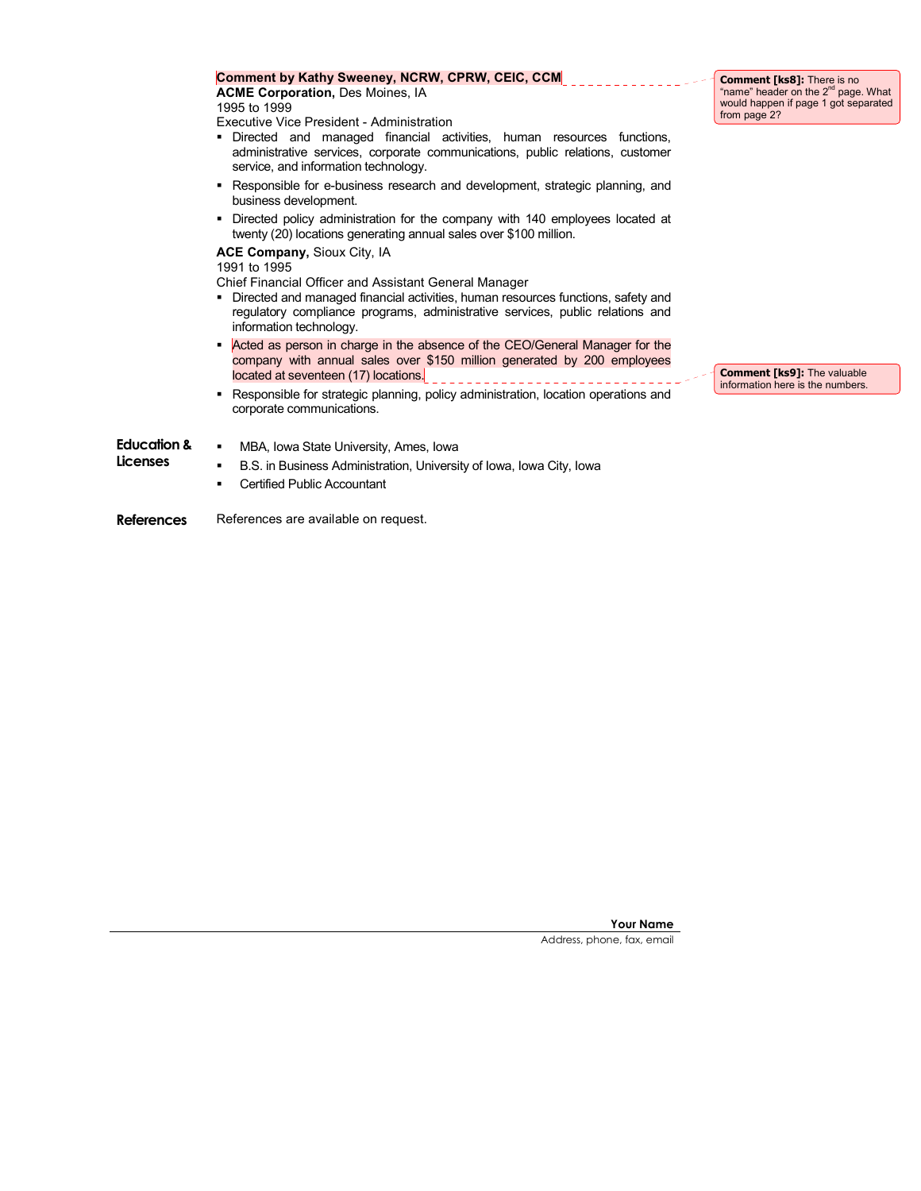**Comment by Kathy Sweeney, NCRW, CPRW, CEIC, CCM**

**ACME Corporation,** Des Moines, IA
1995 to 1999
Executive Vice President - Administration

- Directed and managed financial activities, human resources functions, administrative services, corporate communications, public relations, customer service, and information technology.
- Responsible for e-business research and development, strategic planning, and business development.
- Directed policy administration for the company with 140 employees located at twenty (20) locations generating annual sales over $100 million.

**ACE Company,** Sioux City, IA
1991 to 1995
Chief Financial Officer and Assistant General Manager

- Directed and managed financial activities, human resources functions, safety and regulatory compliance programs, administrative services, public relations and information technology.
- Acted as person in charge in the absence of the CEO/General Manager for the company with annual sales over $150 million generated by 200 employees located at seventeen (17) locations.
- Responsible for strategic planning, policy administration, location operations and corporate communications.

**Comment [ks8]:** There is no "name" header on the 2nd page. What would happen if page 1 got separated from page 2?

**Comment [ks9]:** The valuable information here is the numbers.

## Education & Licenses

- MBA, Iowa State University, Ames, Iowa
- B.S. in Business Administration, University of Iowa, Iowa City, Iowa
- Certified Public Accountant

## References

References are available on request.

**Your Name**
Address, phone, fax, email